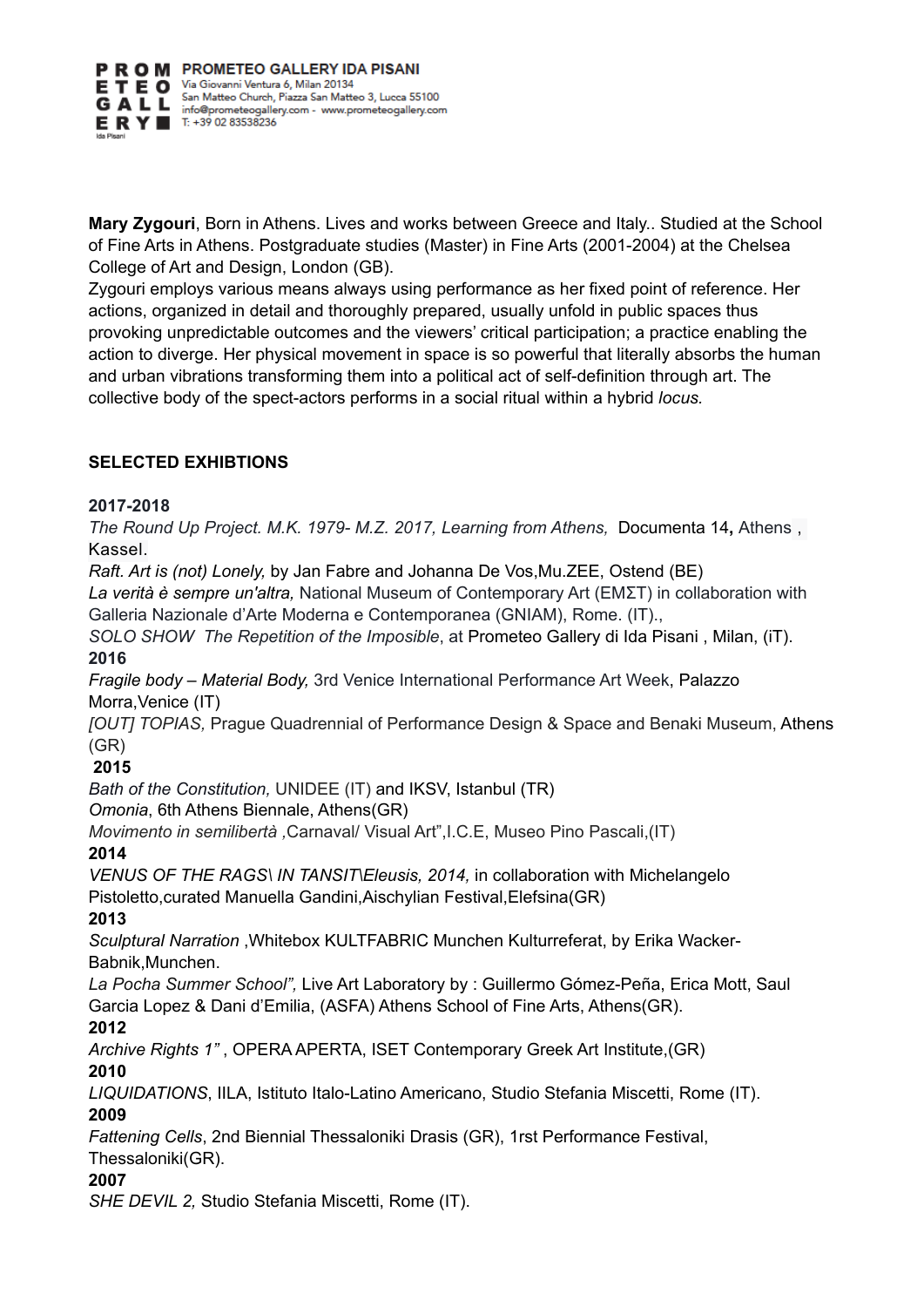**Mary Zygouri**, Born in Athens. Lives and works between Greece and Italy.. Studied at the School of Fine Arts in Athens. Postgraduate studies (Master) in Fine Arts (2001-2004) at the Chelsea College of Art and Design, London (GB).
Zygouri employs various means always using performance as her fixed point of reference. Her actions, organized in detail and thoroughly prepared, usually unfold in public spaces thus provoking unpredictable outcomes and the viewers' critical participation; a practice enabling the action to diverge. Her physical movement in space is so powerful that literally absorbs the human and urban vibrations transforming them into a political act of self-definition through art. The collective body of the spect-actors performs in a social ritual within a hybrid *locus.*

**SELECTED EXHIBTIONS**

**2017-2018**
*The Round Up Project. M.K. 1979- M.Z. 2017, Learning from Athens,* Documenta 14**,** Athens , Kassel.
*Raft. Art is (not) Lonely,* by Jan Fabre and Johanna De Vos,Mu.ZEE, Ostend (BE)
*La verità è sempre un'altra,* National Museum of Contemporary Art (ΕΜΣΤ) in collaboration with Galleria Nazionale d'Arte Moderna e Contemporanea (GNIAM), Rome. (IT).,
*SOLO SHOW The Repetition of the Imposible*, at Prometeo Gallery di Ida Pisani , Milan, (iT).
**2016**
*Fragile body – Material Body,* 3rd Venice International Performance Art Week, Palazzo Morra,Venice (IT)
*[OUT] TOPIAS,* Prague Quadrennial of Performance Design & Space and Benaki Museum, Athens (GR)
**2015**
*Bath of the Constitution,* UNIDEE (IT) and IKSV, Istanbul (TR)
*Omonia*, 6th Athens Biennale, Athens(GR)
*Movimento in semilibertà ,*Carnaval/ Visual Art",I.C.E, Museo Pino Pascali,(IT)
**2014**
*VENUS OF THE RAGS\ IN TANSIT\Eleusis, 2014,* in collaboration with Michelangelo Pistoletto,curated Manuella Gandini,Aischylian Festival,Elefsina(GR)
**2013**
*Sculptural Narration* ,Whitebox KULTFABRIC Munchen Kulturreferat, by Erika Wacker-Babnik,Munchen.
*La Pocha Summer School",* Live Art Laboratory by : Guillermo Gómez-Peña, Erica Mott, Saul Garcia Lopez & Dani d'Emilia, (ASFA) Athens School of Fine Arts, Athens(GR).
**2012**
*Archive Rights 1"* , OPERA APERTA, ISET Contemporary Greek Art Institute,(GR)
**2010**
*LIQUIDATIONS*, IILA, Istituto Italo-Latino Americano, Studio Stefania Miscetti, Rome (IT).
**2009**
*Fattening Cells*, 2nd Biennial Thessaloniki Drasis (GR), 1rst Performance Festival, Thessaloniki(GR).
**2007**
*SHE DEVIL 2,* Studio Stefania Miscetti, Rome (IT).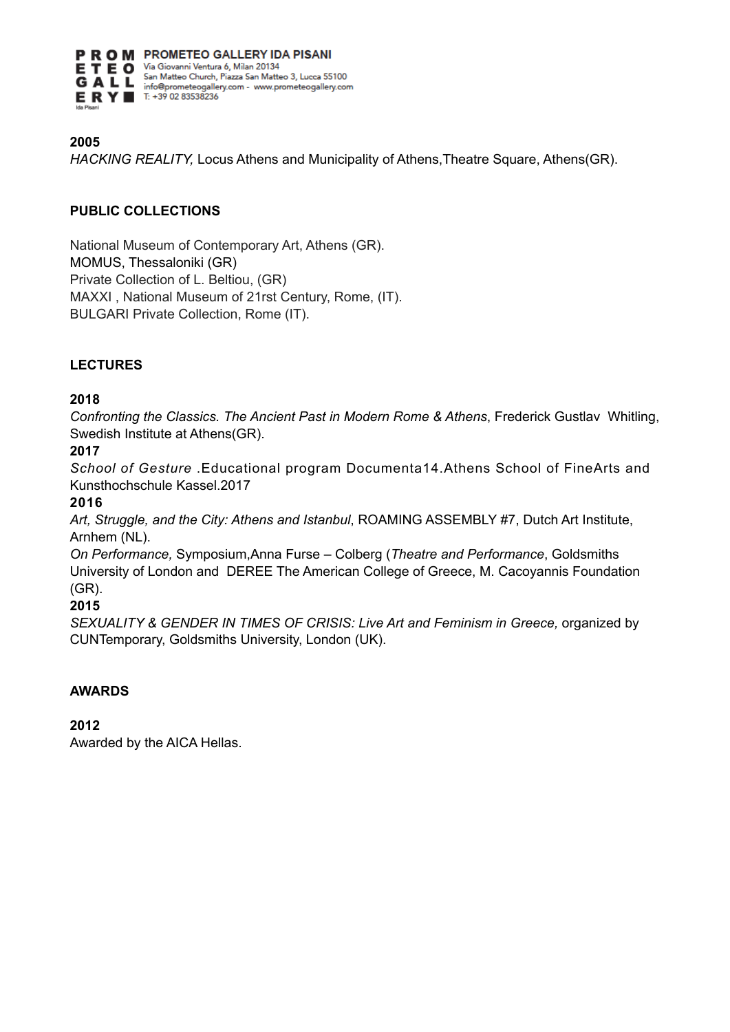**2005**
*HACKING REALITY,* Locus Athens and Municipality of Athens,Theatre Square, Athens(GR).

**PUBLIC COLLECTIONS**

National Museum of Contemporary Art, Athens (GR).
MOMUS, Thessaloniki (GR)
Private Collection of L. Beltiou, (GR)
MAXXI , National Museum of 21rst Century, Rome, (IT).
BULGARI Private Collection, Rome (IT).

**LECTURES**

**2018**
*Confronting the Classics. The Ancient Past in Modern Rome & Athens*, Frederick Gustlav Whitling, Swedish Institute at Athens(GR).
**2017**
*School of Gesture* .Educational program Documenta14.Athens School of FineArts and Kunsthochschule Kassel.2017
**2016**
*Art, Struggle, and the City: Athens and Istanbul*, ROAMING ASSEMBLY #7, Dutch Art Institute, Arnhem (NL).
*On Performance,* Symposium,Anna Furse – Colberg (*Theatre and Performance*, Goldsmiths University of London and DEREE The American College of Greece, M. Cacoyannis Foundation (GR).
**2015**
*SEXUALITY & GENDER IN TIMES OF CRISIS: Live Art and Feminism in Greece,* organized by CUNTemporary, Goldsmiths University, London (UK).

**AWARDS**

**2012**
Awarded by the AICA Hellas.